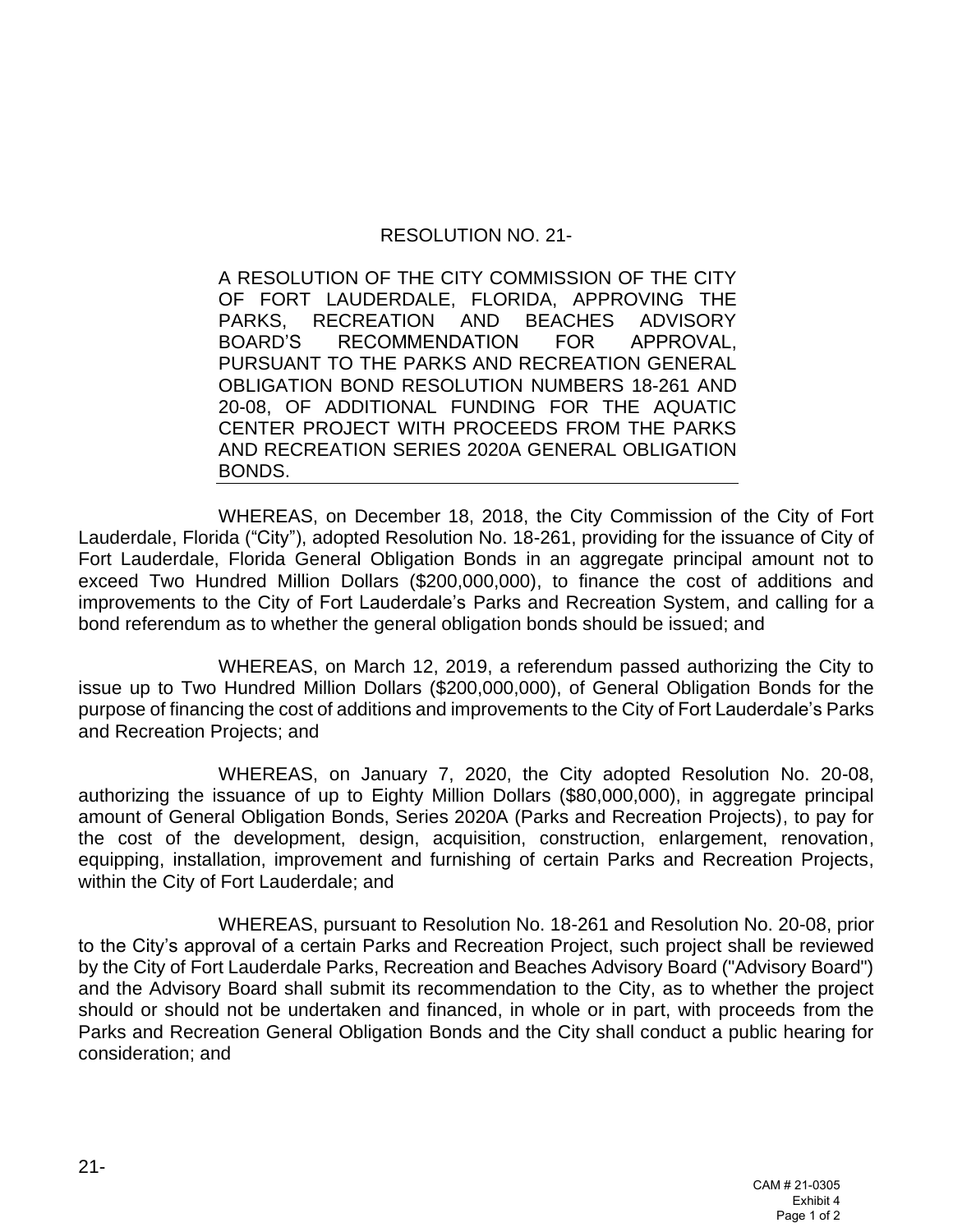RESOLUTION NO. 21-

A RESOLUTION OF THE CITY COMMISSION OF THE CITY OF FORT LAUDERDALE, FLORIDA, APPROVING THE PARKS, RECREATION AND BEACHES ADVISORY BOARD'S RECOMMENDATION FOR APPROVAL, PURSUANT TO THE PARKS AND RECREATION GENERAL OBLIGATION BOND RESOLUTION NUMBERS 18-261 AND 20-08, OF ADDITIONAL FUNDING FOR THE AQUATIC CENTER PROJECT WITH PROCEEDS FROM THE PARKS AND RECREATION SERIES 2020A GENERAL OBLIGATION BONDS.

WHEREAS, on December 18, 2018, the City Commission of the City of Fort Lauderdale, Florida ("City"), adopted Resolution No. 18-261, providing for the issuance of City of Fort Lauderdale, Florida General Obligation Bonds in an aggregate principal amount not to exceed Two Hundred Million Dollars ($200,000,000), to finance the cost of additions and improvements to the City of Fort Lauderdale's Parks and Recreation System, and calling for a bond referendum as to whether the general obligation bonds should be issued; and

WHEREAS, on March 12, 2019, a referendum passed authorizing the City to issue up to Two Hundred Million Dollars ($200,000,000), of General Obligation Bonds for the purpose of financing the cost of additions and improvements to the City of Fort Lauderdale's Parks and Recreation Projects; and

WHEREAS, on January 7, 2020, the City adopted Resolution No. 20-08, authorizing the issuance of up to Eighty Million Dollars ($80,000,000), in aggregate principal amount of General Obligation Bonds, Series 2020A (Parks and Recreation Projects), to pay for the cost of the development, design, acquisition, construction, enlargement, renovation, equipping, installation, improvement and furnishing of certain Parks and Recreation Projects, within the City of Fort Lauderdale; and

WHEREAS, pursuant to Resolution No. 18-261 and Resolution No. 20-08, prior to the City's approval of a certain Parks and Recreation Project, such project shall be reviewed by the City of Fort Lauderdale Parks, Recreation and Beaches Advisory Board ("Advisory Board") and the Advisory Board shall submit its recommendation to the City, as to whether the project should or should not be undertaken and financed, in whole or in part, with proceeds from the Parks and Recreation General Obligation Bonds and the City shall conduct a public hearing for consideration; and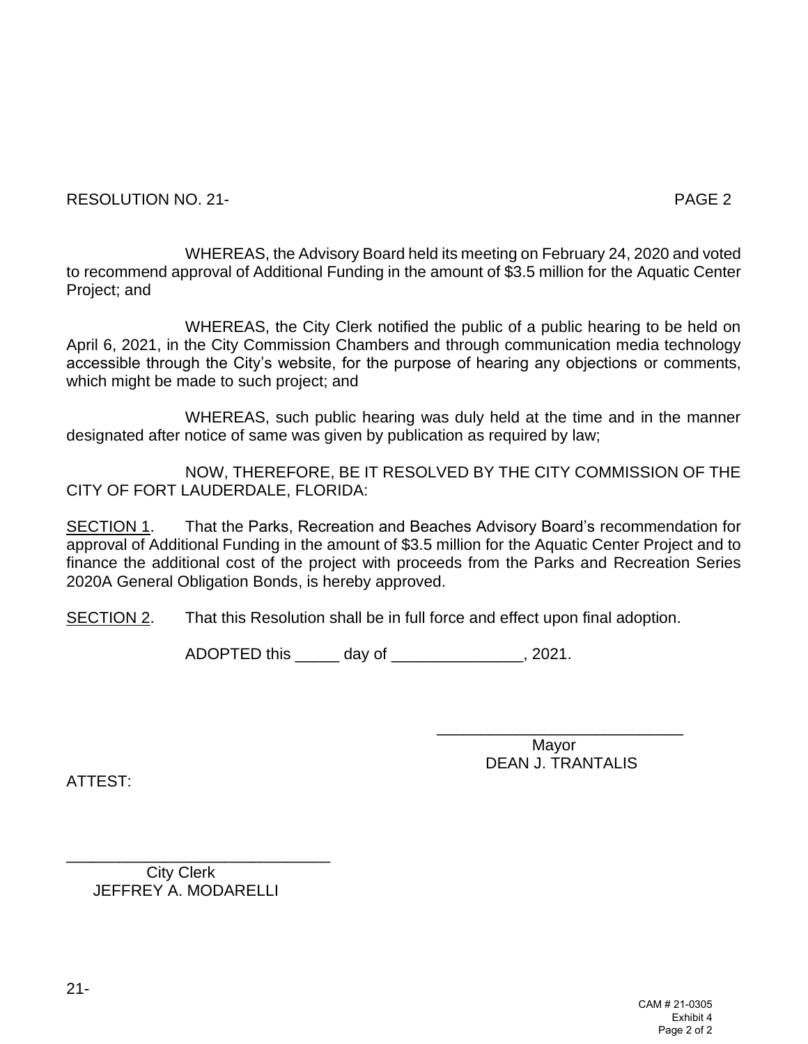RESOLUTION NO. 21-

WHEREAS, the Advisory Board held its meeting on February 24, 2020 and voted to recommend approval of Additional Funding in the amount of $3.5 million for the Aquatic Center Project; and

WHEREAS, the City Clerk notified the public of a public hearing to be held on April 6, 2021, in the City Commission Chambers and through communication media technology accessible through the City's website, for the purpose of hearing any objections or comments, which might be made to such project; and

WHEREAS, such public hearing was duly held at the time and in the manner designated after notice of same was given by publication as required by law;

NOW, THEREFORE, BE IT RESOLVED BY THE CITY COMMISSION OF THE CITY OF FORT LAUDERDALE, FLORIDA:

SECTION 1. That the Parks, Recreation and Beaches Advisory Board's recommendation for approval of Additional Funding in the amount of $3.5 million for the Aquatic Center Project and to finance the additional cost of the project with proceeds from the Parks and Recreation Series 2020A General Obligation Bonds, is hereby approved.

SECTION 2. That this Resolution shall be in full force and effect upon final adoption.

ADOPTED this _____ day of _______________, 2021.

_____________________________
Mayor
DEAN J. TRANTALIS

ATTEST:

_____________________________
City Clerk
JEFFREY A. MODARELLI

21-

CAM # 21-0305
Exhibit 4